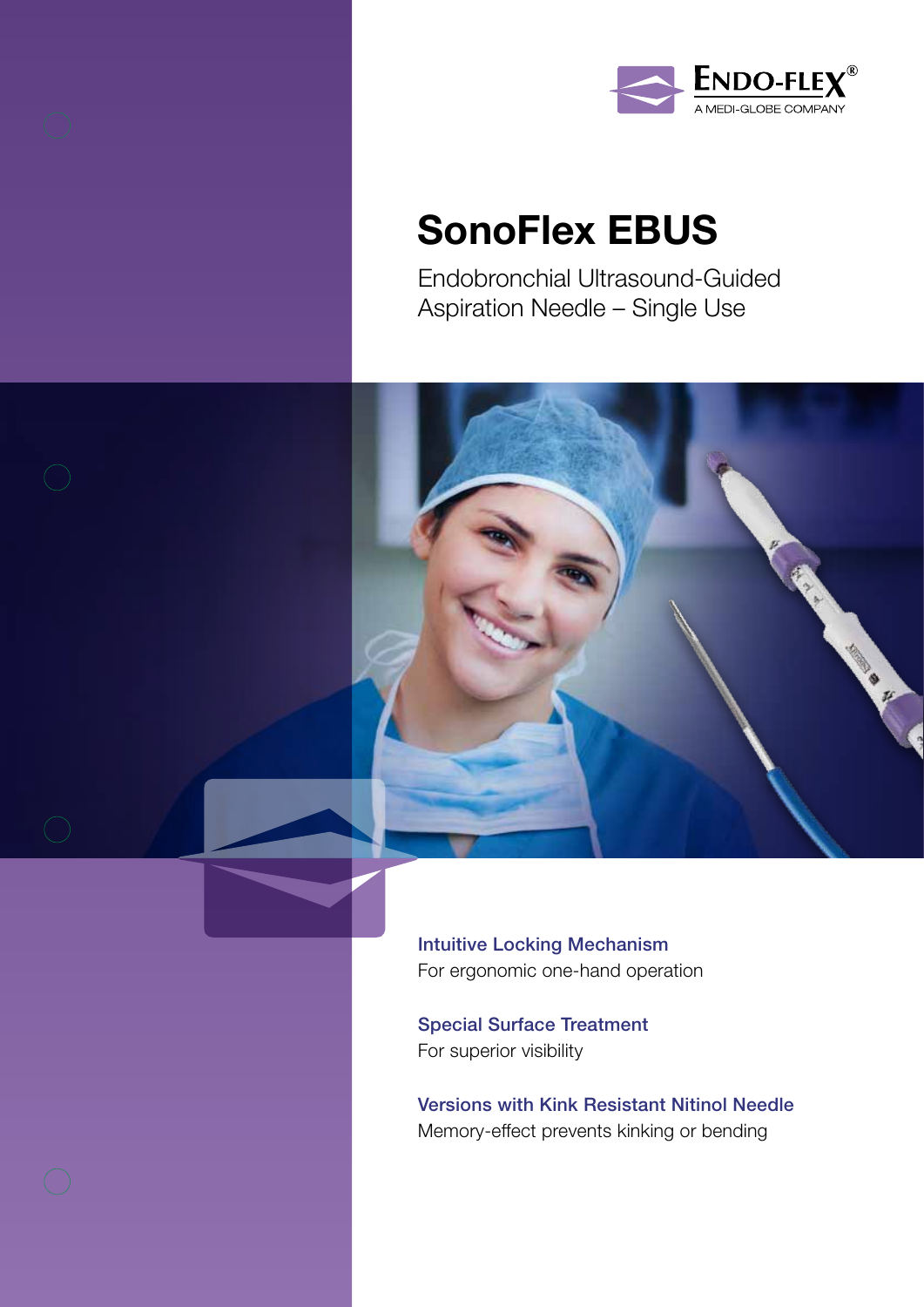ENDO-FLEX®
A MEDI-GLOBE COMPANY

# SonoFlex EBUS

Endobronchial Ultrasound-Guided Aspiration Needle – Single Use

**Intuitive Locking Mechanism**
For ergonomic one-hand operation

**Special Surface Treatment**
For superior visibility

**Versions with Kink Resistant Nitinol Needle**
Memory-effect prevents kinking or bending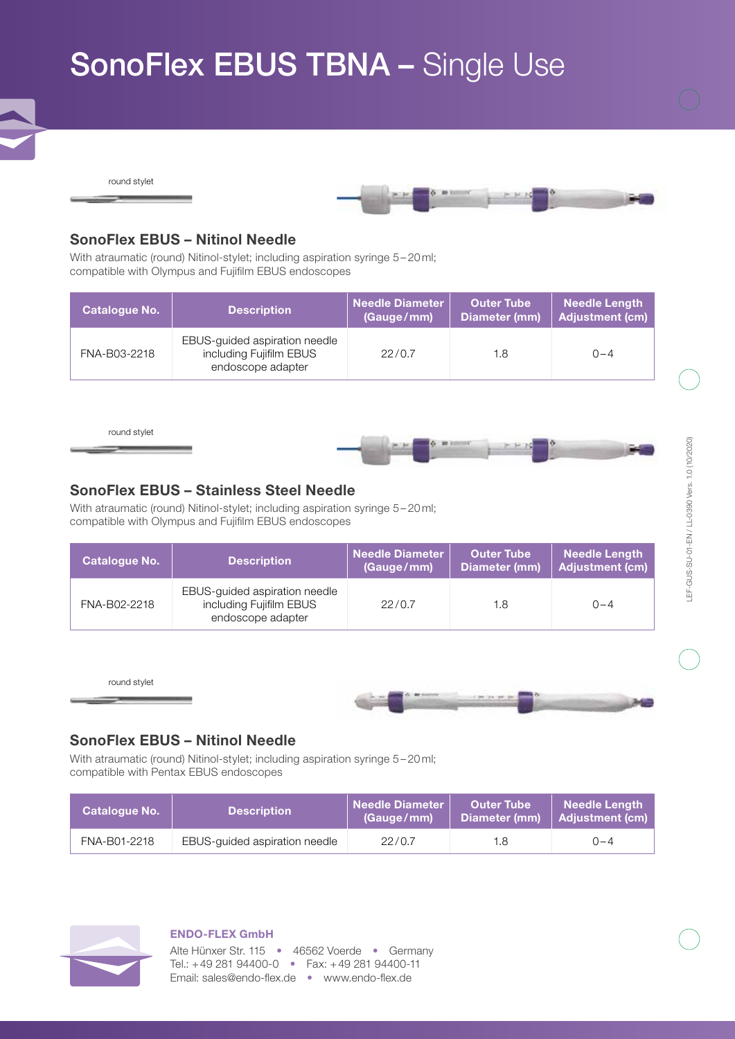# SonoFlex EBUS TBNA – Single Use

round stylet

## SonoFlex EBUS – Nitinol Needle

With atraumatic (round) Nitinol-stylet; including aspiration syringe 5 – 20 ml; compatible with Olympus and Fujifilm EBUS endoscopes

| Catalogue No. | Description | Needle Diameter (Gauge/mm) | Outer Tube Diameter (mm) | Needle Length Adjustment (cm) |
| --- | --- | --- | --- | --- |
| FNA-B03-2218 | EBUS-guided aspiration needle including Fujifilm EBUS endoscope adapter | 22/0.7 | 1.8 | 0 – 4 |

round stylet

## SonoFlex EBUS – Stainless Steel Needle

With atraumatic (round) Nitinol-stylet; including aspiration syringe 5 – 20 ml; compatible with Olympus and Fujifilm EBUS endoscopes

| Catalogue No. | Description | Needle Diameter (Gauge/mm) | Outer Tube Diameter (mm) | Needle Length Adjustment (cm) |
| --- | --- | --- | --- | --- |
| FNA-B02-2218 | EBUS-guided aspiration needle including Fujifilm EBUS endoscope adapter | 22/0.7 | 1.8 | 0 – 4 |

round stylet

## SonoFlex EBUS – Nitinol Needle

With atraumatic (round) Nitinol-stylet; including aspiration syringe 5 – 20 ml; compatible with Pentax EBUS endoscopes

| Catalogue No. | Description | Needle Diameter (Gauge/mm) | Outer Tube Diameter (mm) | Needle Length Adjustment (cm) |
| --- | --- | --- | --- | --- |
| FNA-B01-2218 | EBUS-guided aspiration needle | 22/0.7 | 1.8 | 0 – 4 |

LEF-GUS-SU-01-EN / LL-0390 Vers. 1.0 (10/2020)

**ENDO-FLEX GmbH**
Alte Hünxer Str. 115 • 46562 Voerde • Germany
Tel.: +49 281 94400-0 • Fax: +49 281 94400-11
Email: sales@endo-flex.de • www.endo-flex.de